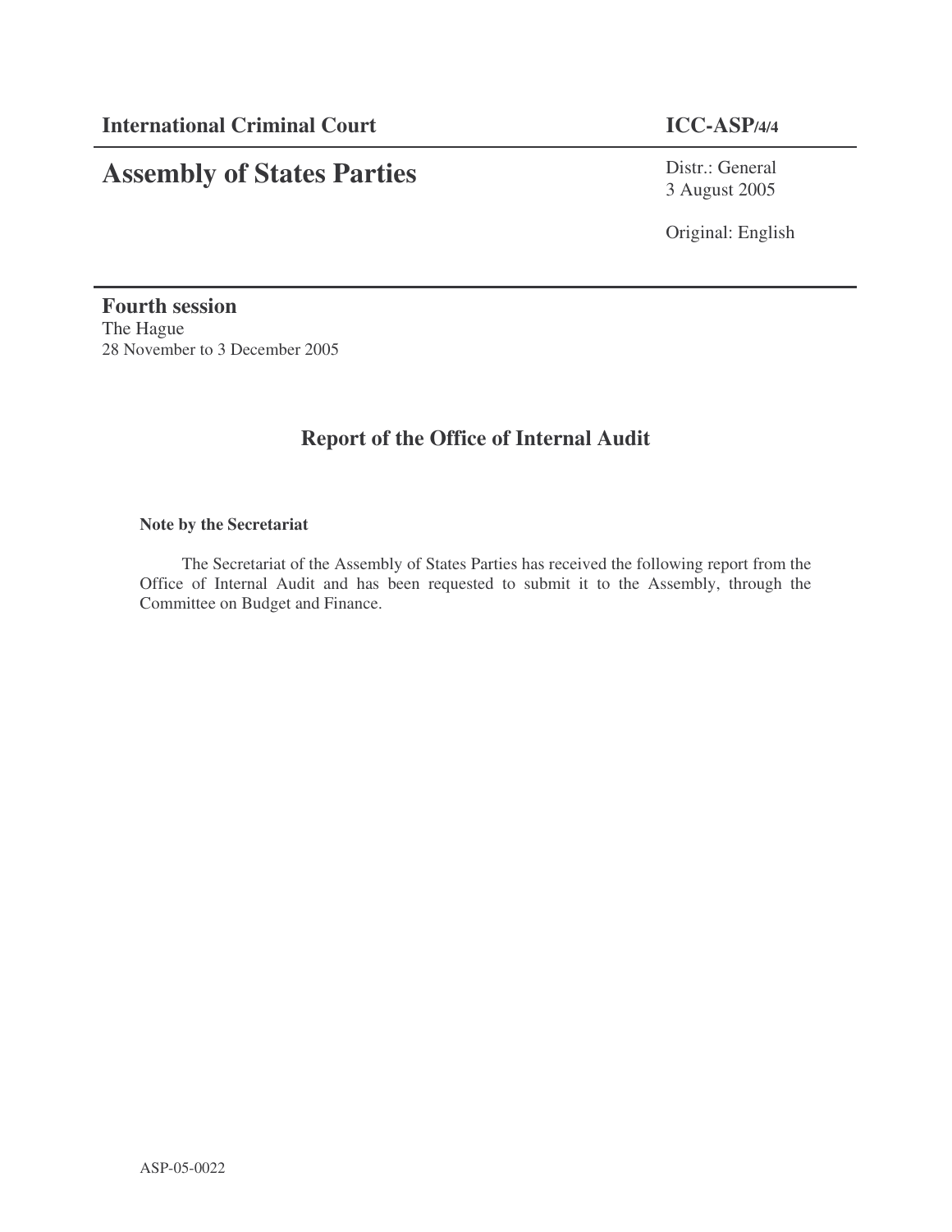**International Criminal Court** **ICC-ASP/4/4**

# Assembly of States Parties

Distr.: General
3 August 2005

Original: English

**Fourth session**
The Hague
28 November to 3 December 2005

## Report of the Office of Internal Audit

**Note by the Secretariat**

The Secretariat of the Assembly of States Parties has received the following report from the Office of Internal Audit and has been requested to submit it to the Assembly, through the Committee on Budget and Finance.

ASP-05-0022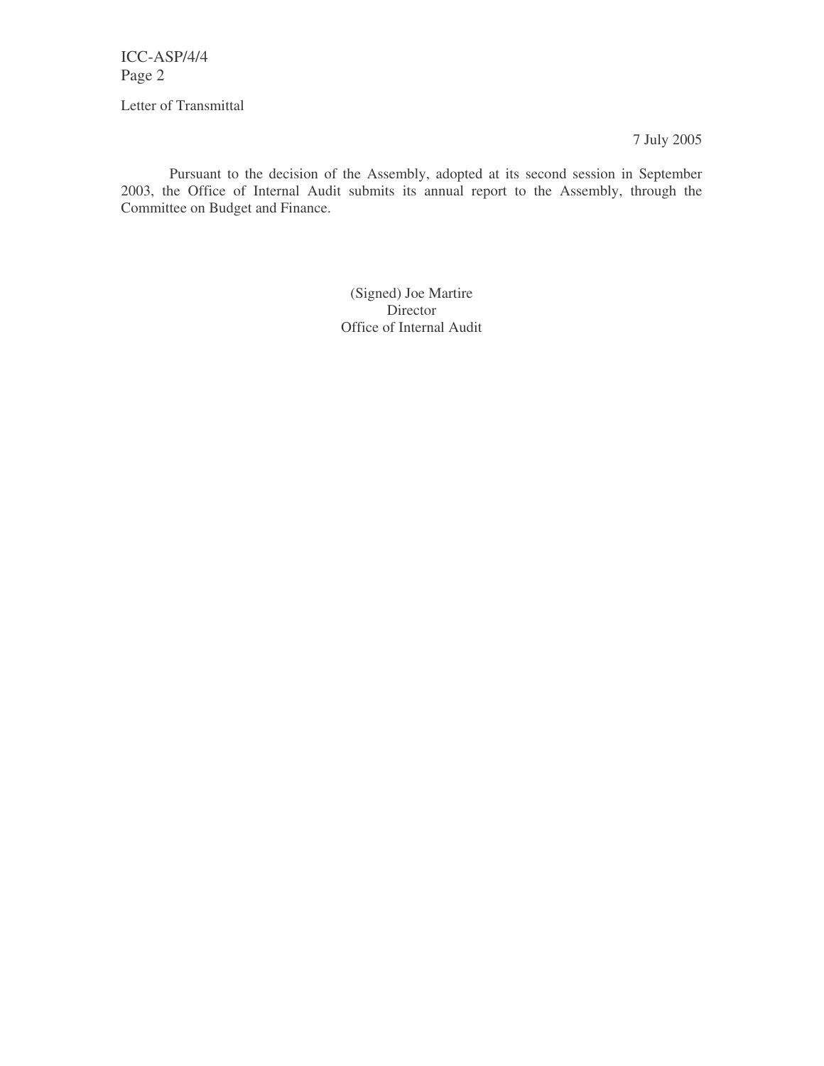Letter of Transmittal

7 July 2005

Pursuant to the decision of the Assembly, adopted at its second session in September 2003, the Office of Internal Audit submits its annual report to the Assembly, through the Committee on Budget and Finance.

(Signed) Joe Martire
Director
Office of Internal Audit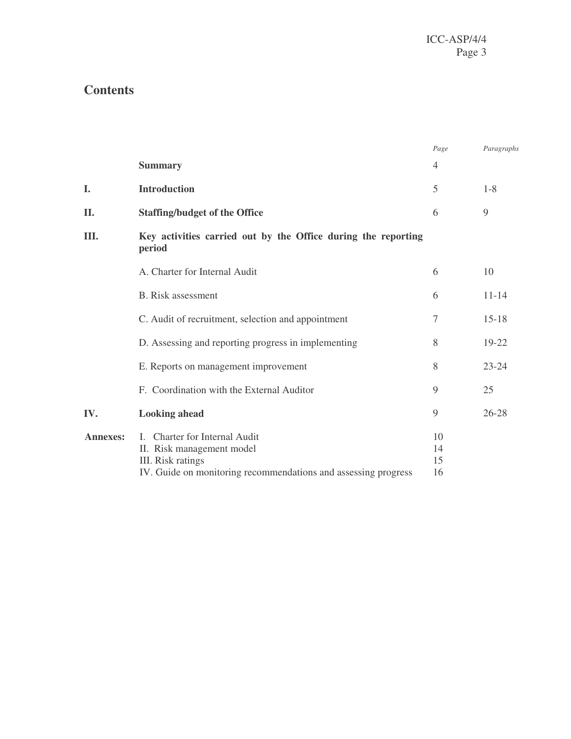# Contents

| | | *Page* | *Paragraphs* |
|---|---|---|---|
| | **Summary** | 4 | |
| **I.** | **Introduction** | 5 | 1-8 |
| **II.** | **Staffing/budget of the Office** | 6 | 9 |
| **III.** | **Key activities carried out by the Office during the reporting period** | | |
| | A. Charter for Internal Audit | 6 | 10 |
| | B. Risk assessment | 6 | 11-14 |
| | C. Audit of recruitment, selection and appointment | 7 | 15-18 |
| | D. Assessing and reporting progress in implementing | 8 | 19-22 |
| | E. Reports on management improvement | 8 | 23-24 |
| | F. Coordination with the External Auditor | 9 | 25 |
| **IV.** | **Looking ahead** | 9 | 26-28 |
| **Annexes:** | I. Charter for Internal Audit | 10 | |
| | II. Risk management model | 14 | |
| | III. Risk ratings | 15 | |
| | IV. Guide on monitoring recommendations and assessing progress | 16 | |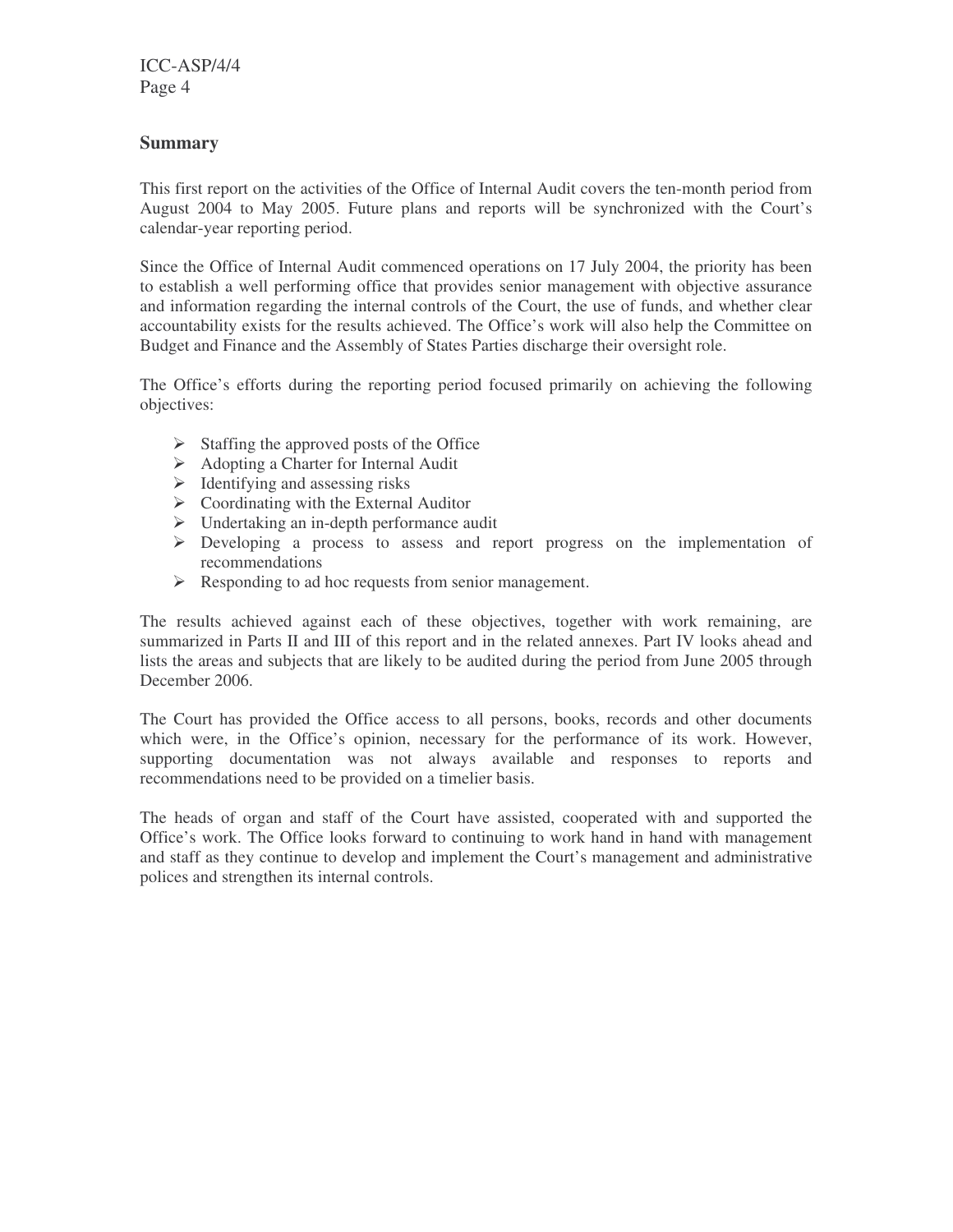## Summary

This first report on the activities of the Office of Internal Audit covers the ten-month period from August 2004 to May 2005. Future plans and reports will be synchronized with the Court's calendar-year reporting period.

Since the Office of Internal Audit commenced operations on 17 July 2004, the priority has been to establish a well performing office that provides senior management with objective assurance and information regarding the internal controls of the Court, the use of funds, and whether clear accountability exists for the results achieved. The Office's work will also help the Committee on Budget and Finance and the Assembly of States Parties discharge their oversight role.

The Office's efforts during the reporting period focused primarily on achieving the following objectives:

- Staffing the approved posts of the Office
- Adopting a Charter for Internal Audit
- Identifying and assessing risks
- Coordinating with the External Auditor
- Undertaking an in-depth performance audit
- Developing a process to assess and report progress on the implementation of recommendations
- Responding to ad hoc requests from senior management.

The results achieved against each of these objectives, together with work remaining, are summarized in Parts II and III of this report and in the related annexes. Part IV looks ahead and lists the areas and subjects that are likely to be audited during the period from June 2005 through December 2006.

The Court has provided the Office access to all persons, books, records and other documents which were, in the Office's opinion, necessary for the performance of its work. However, supporting documentation was not always available and responses to reports and recommendations need to be provided on a timelier basis.

The heads of organ and staff of the Court have assisted, cooperated with and supported the Office's work. The Office looks forward to continuing to work hand in hand with management and staff as they continue to develop and implement the Court's management and administrative polices and strengthen its internal controls.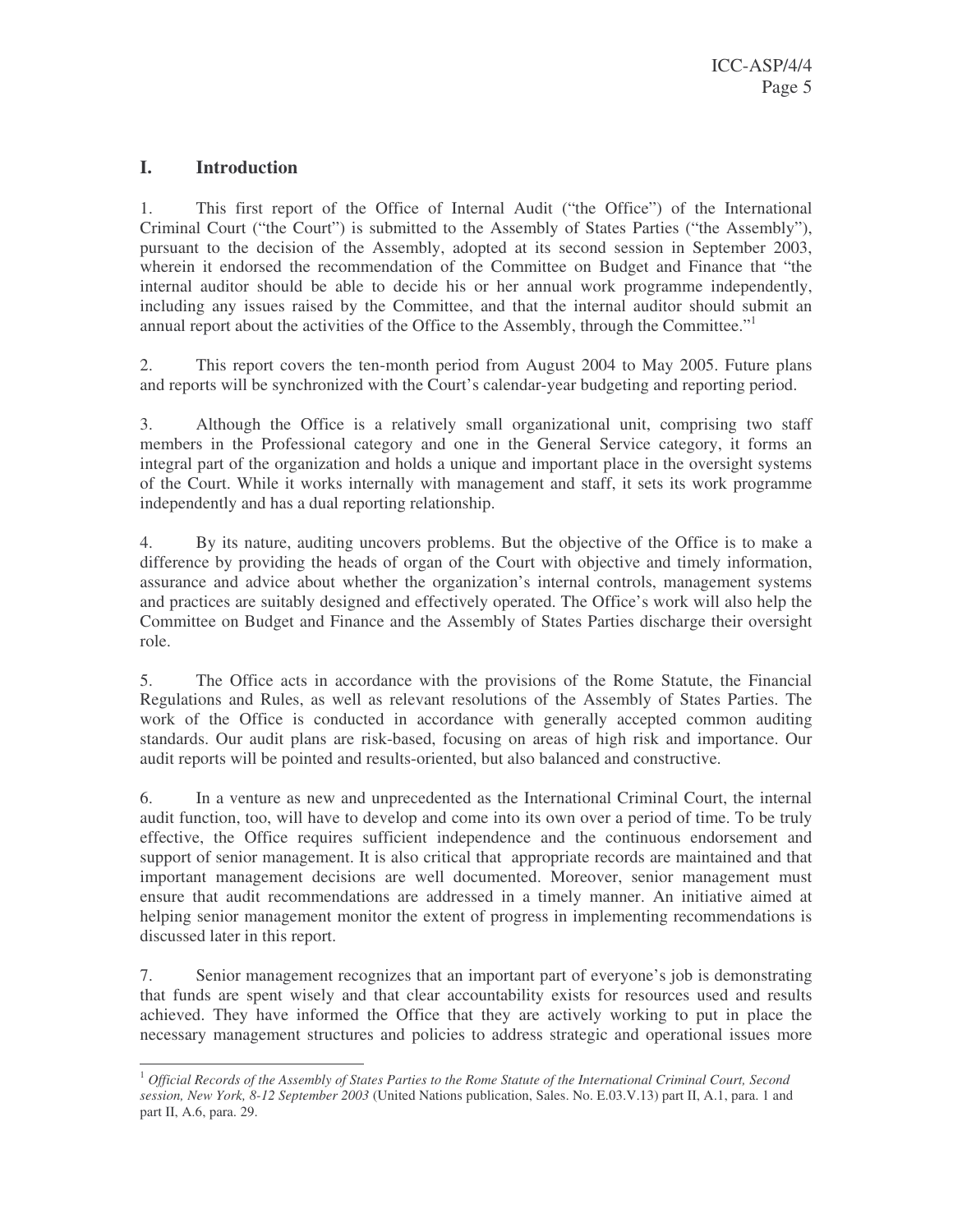## I. Introduction

1. This first report of the Office of Internal Audit ("the Office") of the International Criminal Court ("the Court") is submitted to the Assembly of States Parties ("the Assembly"), pursuant to the decision of the Assembly, adopted at its second session in September 2003, wherein it endorsed the recommendation of the Committee on Budget and Finance that "the internal auditor should be able to decide his or her annual work programme independently, including any issues raised by the Committee, and that the internal auditor should submit an annual report about the activities of the Office to the Assembly, through the Committee."[1]

2. This report covers the ten-month period from August 2004 to May 2005. Future plans and reports will be synchronized with the Court's calendar-year budgeting and reporting period.

3. Although the Office is a relatively small organizational unit, comprising two staff members in the Professional category and one in the General Service category, it forms an integral part of the organization and holds a unique and important place in the oversight systems of the Court. While it works internally with management and staff, it sets its work programme independently and has a dual reporting relationship.

4. By its nature, auditing uncovers problems. But the objective of the Office is to make a difference by providing the heads of organ of the Court with objective and timely information, assurance and advice about whether the organization's internal controls, management systems and practices are suitably designed and effectively operated. The Office's work will also help the Committee on Budget and Finance and the Assembly of States Parties discharge their oversight role.

5. The Office acts in accordance with the provisions of the Rome Statute, the Financial Regulations and Rules, as well as relevant resolutions of the Assembly of States Parties. The work of the Office is conducted in accordance with generally accepted common auditing standards. Our audit plans are risk-based, focusing on areas of high risk and importance. Our audit reports will be pointed and results-oriented, but also balanced and constructive.

6. In a venture as new and unprecedented as the International Criminal Court, the internal audit function, too, will have to develop and come into its own over a period of time. To be truly effective, the Office requires sufficient independence and the continuous endorsement and support of senior management. It is also critical that appropriate records are maintained and that important management decisions are well documented. Moreover, senior management must ensure that audit recommendations are addressed in a timely manner. An initiative aimed at helping senior management monitor the extent of progress in implementing recommendations is discussed later in this report.

7. Senior management recognizes that an important part of everyone's job is demonstrating that funds are spent wisely and that clear accountability exists for resources used and results achieved. They have informed the Office that they are actively working to put in place the necessary management structures and policies to address strategic and operational issues more

[1] *Official Records of the Assembly of States Parties to the Rome Statute of the International Criminal Court, Second session, New York, 8-12 September 2003* (United Nations publication, Sales. No. E.03.V.13) part II, A.1, para. 1 and part II, A.6, para. 29.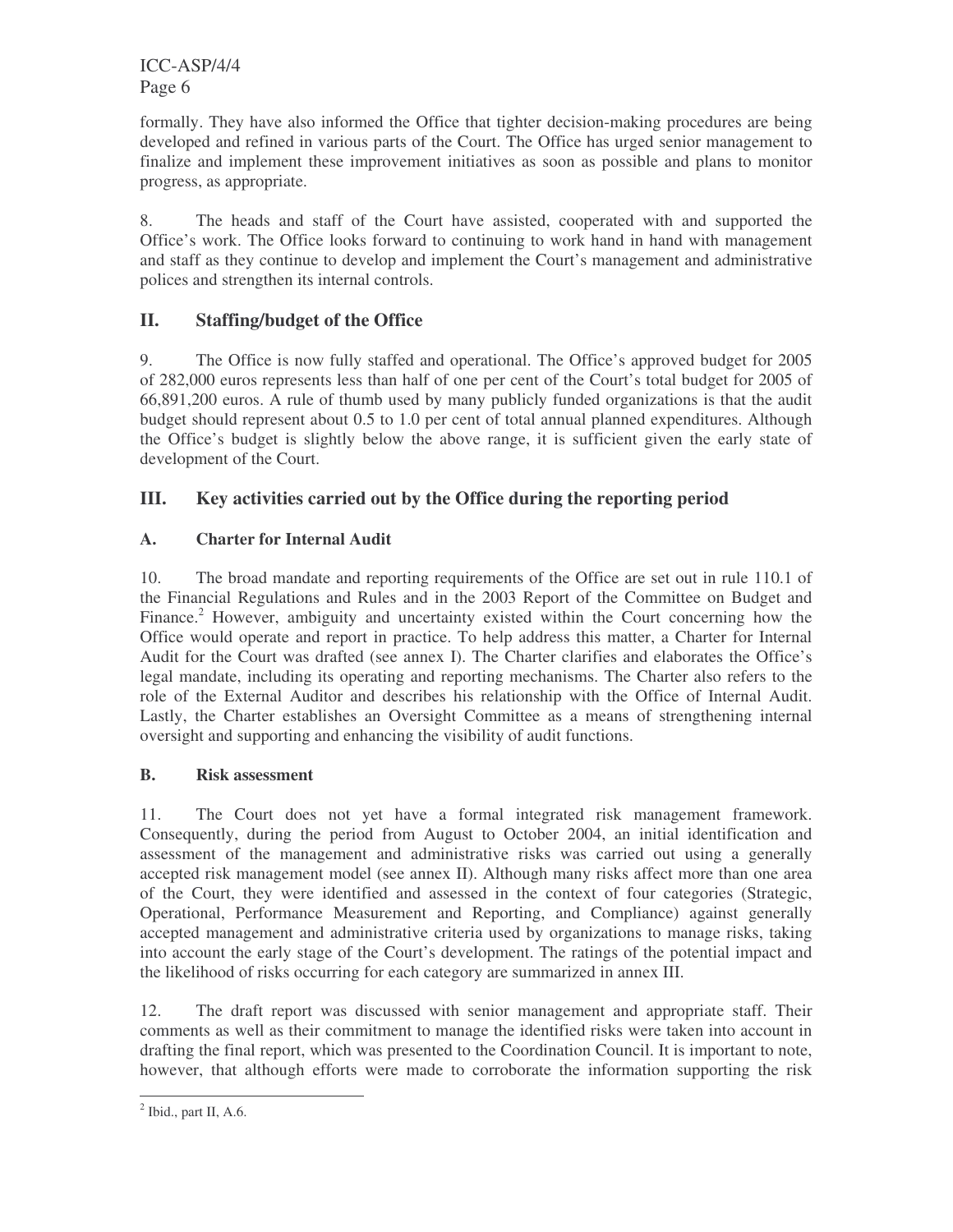formally. They have also informed the Office that tighter decision-making procedures are being developed and refined in various parts of the Court. The Office has urged senior management to finalize and implement these improvement initiatives as soon as possible and plans to monitor progress, as appropriate.

8. The heads and staff of the Court have assisted, cooperated with and supported the Office's work. The Office looks forward to continuing to work hand in hand with management and staff as they continue to develop and implement the Court's management and administrative polices and strengthen its internal controls.

## II. Staffing/budget of the Office

9. The Office is now fully staffed and operational. The Office's approved budget for 2005 of 282,000 euros represents less than half of one per cent of the Court's total budget for 2005 of 66,891,200 euros. A rule of thumb used by many publicly funded organizations is that the audit budget should represent about 0.5 to 1.0 per cent of total annual planned expenditures. Although the Office's budget is slightly below the above range, it is sufficient given the early state of development of the Court.

## III. Key activities carried out by the Office during the reporting period

### A. Charter for Internal Audit

10. The broad mandate and reporting requirements of the Office are set out in rule 110.1 of the Financial Regulations and Rules and in the 2003 Report of the Committee on Budget and Finance.[2] However, ambiguity and uncertainty existed within the Court concerning how the Office would operate and report in practice. To help address this matter, a Charter for Internal Audit for the Court was drafted (see annex I). The Charter clarifies and elaborates the Office's legal mandate, including its operating and reporting mechanisms. The Charter also refers to the role of the External Auditor and describes his relationship with the Office of Internal Audit. Lastly, the Charter establishes an Oversight Committee as a means of strengthening internal oversight and supporting and enhancing the visibility of audit functions.

### B. Risk assessment

11. The Court does not yet have a formal integrated risk management framework. Consequently, during the period from August to October 2004, an initial identification and assessment of the management and administrative risks was carried out using a generally accepted risk management model (see annex II). Although many risks affect more than one area of the Court, they were identified and assessed in the context of four categories (Strategic, Operational, Performance Measurement and Reporting, and Compliance) against generally accepted management and administrative criteria used by organizations to manage risks, taking into account the early stage of the Court's development. The ratings of the potential impact and the likelihood of risks occurring for each category are summarized in annex III.

12. The draft report was discussed with senior management and appropriate staff. Their comments as well as their commitment to manage the identified risks were taken into account in drafting the final report, which was presented to the Coordination Council. It is important to note, however, that although efforts were made to corroborate the information supporting the risk

---

[2] Ibid., part II, A.6.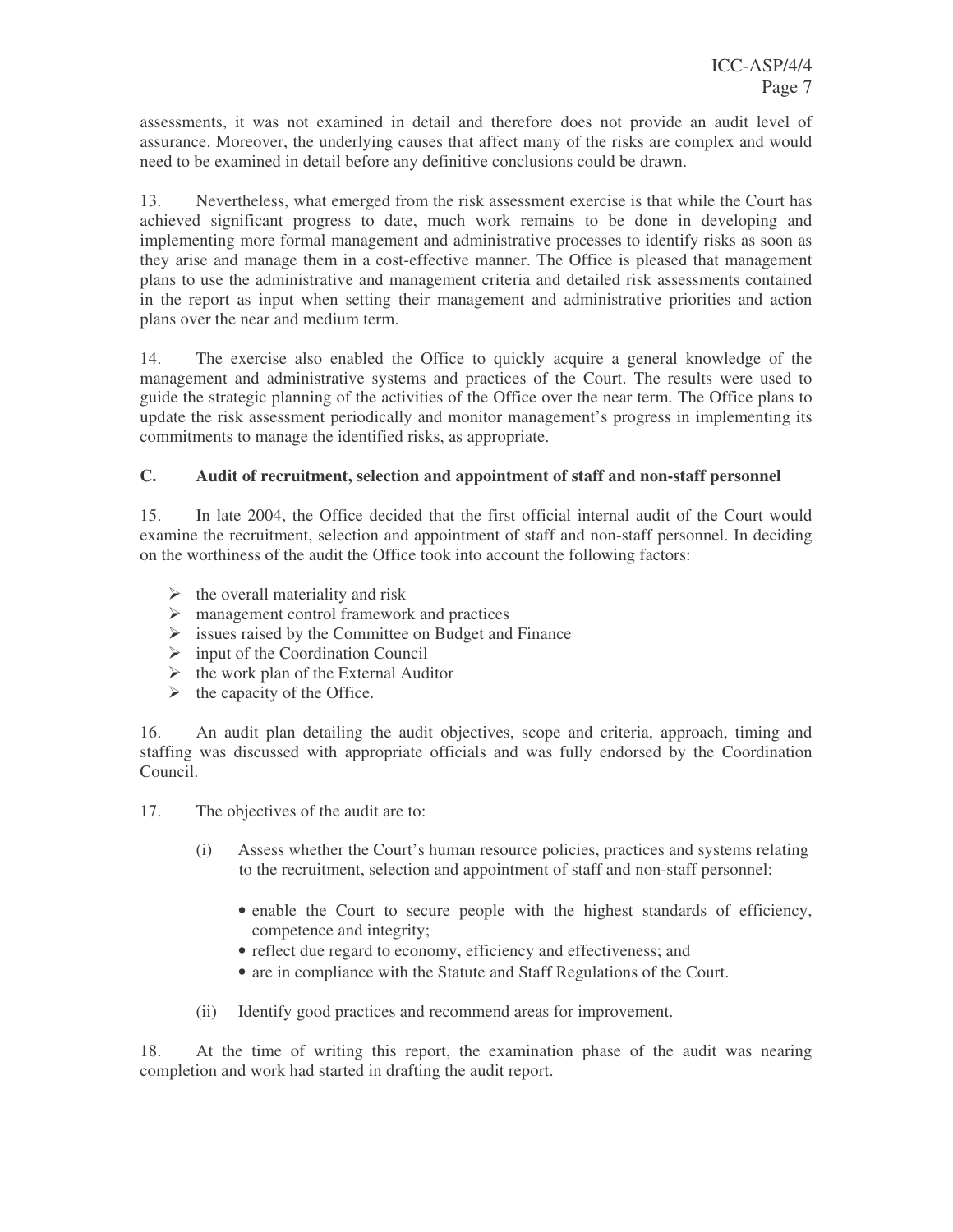assessments, it was not examined in detail and therefore does not provide an audit level of assurance. Moreover, the underlying causes that affect many of the risks are complex and would need to be examined in detail before any definitive conclusions could be drawn.

13. Nevertheless, what emerged from the risk assessment exercise is that while the Court has achieved significant progress to date, much work remains to be done in developing and implementing more formal management and administrative processes to identify risks as soon as they arise and manage them in a cost-effective manner. The Office is pleased that management plans to use the administrative and management criteria and detailed risk assessments contained in the report as input when setting their management and administrative priorities and action plans over the near and medium term.

14. The exercise also enabled the Office to quickly acquire a general knowledge of the management and administrative systems and practices of the Court. The results were used to guide the strategic planning of the activities of the Office over the near term. The Office plans to update the risk assessment periodically and monitor management's progress in implementing its commitments to manage the identified risks, as appropriate.

### C. Audit of recruitment, selection and appointment of staff and non-staff personnel

15. In late 2004, the Office decided that the first official internal audit of the Court would examine the recruitment, selection and appointment of staff and non-staff personnel. In deciding on the worthiness of the audit the Office took into account the following factors:

- the overall materiality and risk
- management control framework and practices
- issues raised by the Committee on Budget and Finance
- input of the Coordination Council
- the work plan of the External Auditor
- the capacity of the Office.

16. An audit plan detailing the audit objectives, scope and criteria, approach, timing and staffing was discussed with appropriate officials and was fully endorsed by the Coordination Council.

17. The objectives of the audit are to:

(i) Assess whether the Court's human resource policies, practices and systems relating to the recruitment, selection and appointment of staff and non-staff personnel:

- enable the Court to secure people with the highest standards of efficiency, competence and integrity;
- reflect due regard to economy, efficiency and effectiveness; and
- are in compliance with the Statute and Staff Regulations of the Court.

(ii) Identify good practices and recommend areas for improvement.

18. At the time of writing this report, the examination phase of the audit was nearing completion and work had started in drafting the audit report.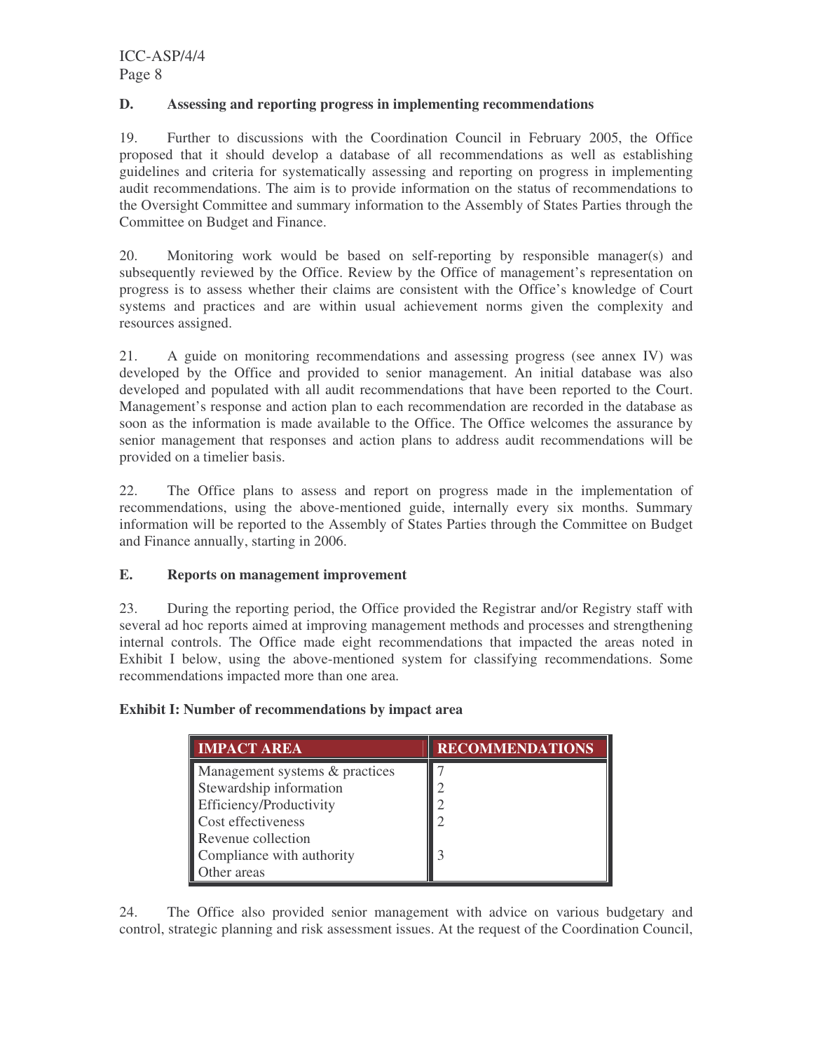### D. Assessing and reporting progress in implementing recommendations

19. Further to discussions with the Coordination Council in February 2005, the Office proposed that it should develop a database of all recommendations as well as establishing guidelines and criteria for systematically assessing and reporting on progress in implementing audit recommendations. The aim is to provide information on the status of recommendations to the Oversight Committee and summary information to the Assembly of States Parties through the Committee on Budget and Finance.

20. Monitoring work would be based on self-reporting by responsible manager(s) and subsequently reviewed by the Office. Review by the Office of management's representation on progress is to assess whether their claims are consistent with the Office's knowledge of Court systems and practices and are within usual achievement norms given the complexity and resources assigned.

21. A guide on monitoring recommendations and assessing progress (see annex IV) was developed by the Office and provided to senior management. An initial database was also developed and populated with all audit recommendations that have been reported to the Court. Management's response and action plan to each recommendation are recorded in the database as soon as the information is made available to the Office. The Office welcomes the assurance by senior management that responses and action plans to address audit recommendations will be provided on a timelier basis.

22. The Office plans to assess and report on progress made in the implementation of recommendations, using the above-mentioned guide, internally every six months. Summary information will be reported to the Assembly of States Parties through the Committee on Budget and Finance annually, starting in 2006.

### E. Reports on management improvement

23. During the reporting period, the Office provided the Registrar and/or Registry staff with several ad hoc reports aimed at improving management methods and processes and strengthening internal controls. The Office made eight recommendations that impacted the areas noted in Exhibit I below, using the above-mentioned system for classifying recommendations. Some recommendations impacted more than one area.

**Exhibit I: Number of recommendations by impact area**

| IMPACT AREA | RECOMMENDATIONS |
|---|---|
| Management systems & practices | 7 |
| Stewardship information | 2 |
| Efficiency/Productivity | 2 |
| Cost effectiveness | 2 |
| Revenue collection | |
| Compliance with authority | 3 |
| Other areas | |

24. The Office also provided senior management with advice on various budgetary and control, strategic planning and risk assessment issues. At the request of the Coordination Council,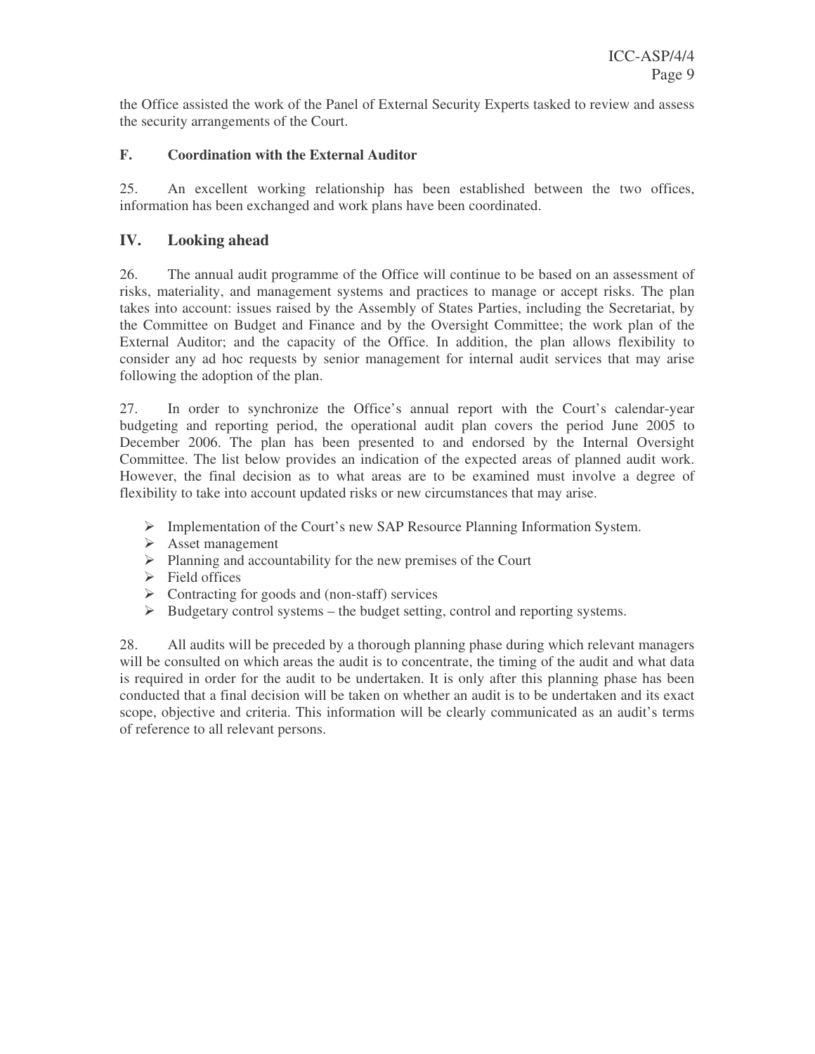the Office assisted the work of the Panel of External Security Experts tasked to review and assess the security arrangements of the Court.

### F. Coordination with the External Auditor

25. An excellent working relationship has been established between the two offices, information has been exchanged and work plans have been coordinated.

## IV. Looking ahead

26. The annual audit programme of the Office will continue to be based on an assessment of risks, materiality, and management systems and practices to manage or accept risks. The plan takes into account: issues raised by the Assembly of States Parties, including the Secretariat, by the Committee on Budget and Finance and by the Oversight Committee; the work plan of the External Auditor; and the capacity of the Office. In addition, the plan allows flexibility to consider any ad hoc requests by senior management for internal audit services that may arise following the adoption of the plan.

27. In order to synchronize the Office's annual report with the Court's calendar-year budgeting and reporting period, the operational audit plan covers the period June 2005 to December 2006. The plan has been presented to and endorsed by the Internal Oversight Committee. The list below provides an indication of the expected areas of planned audit work. However, the final decision as to what areas are to be examined must involve a degree of flexibility to take into account updated risks or new circumstances that may arise.

- Implementation of the Court's new SAP Resource Planning Information System.
- Asset management
- Planning and accountability for the new premises of the Court
- Field offices
- Contracting for goods and (non-staff) services
- Budgetary control systems – the budget setting, control and reporting systems.

28. All audits will be preceded by a thorough planning phase during which relevant managers will be consulted on which areas the audit is to concentrate, the timing of the audit and what data is required in order for the audit to be undertaken. It is only after this planning phase has been conducted that a final decision will be taken on whether an audit is to be undertaken and its exact scope, objective and criteria. This information will be clearly communicated as an audit's terms of reference to all relevant persons.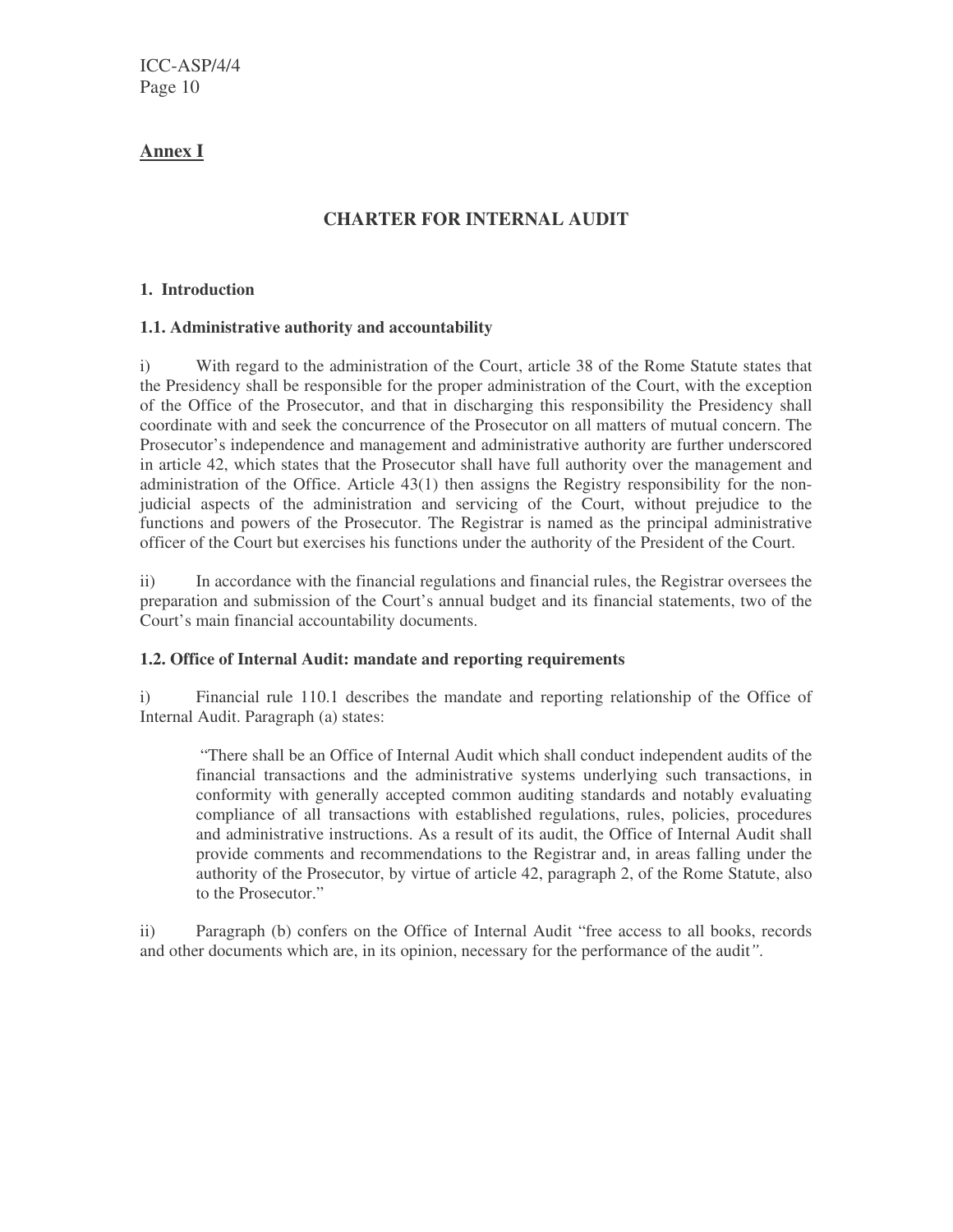**Annex I**

# CHARTER FOR INTERNAL AUDIT

## 1. Introduction

### 1.1. Administrative authority and accountability

i) With regard to the administration of the Court, article 38 of the Rome Statute states that the Presidency shall be responsible for the proper administration of the Court, with the exception of the Office of the Prosecutor, and that in discharging this responsibility the Presidency shall coordinate with and seek the concurrence of the Prosecutor on all matters of mutual concern. The Prosecutor's independence and management and administrative authority are further underscored in article 42, which states that the Prosecutor shall have full authority over the management and administration of the Office. Article 43(1) then assigns the Registry responsibility for the non-judicial aspects of the administration and servicing of the Court, without prejudice to the functions and powers of the Prosecutor. The Registrar is named as the principal administrative officer of the Court but exercises his functions under the authority of the President of the Court.

ii) In accordance with the financial regulations and financial rules, the Registrar oversees the preparation and submission of the Court's annual budget and its financial statements, two of the Court's main financial accountability documents.

### 1.2. Office of Internal Audit: mandate and reporting requirements

i) Financial rule 110.1 describes the mandate and reporting relationship of the Office of Internal Audit. Paragraph (a) states:

> "There shall be an Office of Internal Audit which shall conduct independent audits of the financial transactions and the administrative systems underlying such transactions, in conformity with generally accepted common auditing standards and notably evaluating compliance of all transactions with established regulations, rules, policies, procedures and administrative instructions. As a result of its audit, the Office of Internal Audit shall provide comments and recommendations to the Registrar and, in areas falling under the authority of the Prosecutor, by virtue of article 42, paragraph 2, of the Rome Statute, also to the Prosecutor."

ii) Paragraph (b) confers on the Office of Internal Audit "free access to all books, records and other documents which are, in its opinion, necessary for the performance of the audit".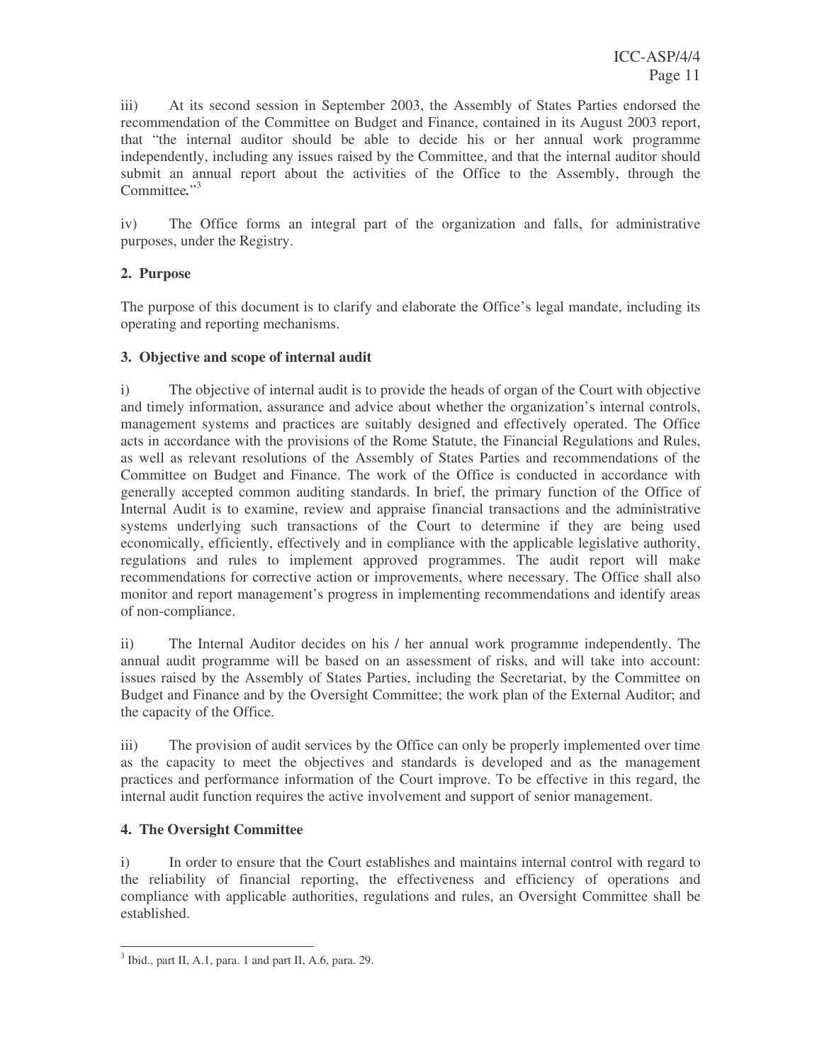iii) At its second session in September 2003, the Assembly of States Parties endorsed the recommendation of the Committee on Budget and Finance, contained in its August 2003 report, that "the internal auditor should be able to decide his or her annual work programme independently, including any issues raised by the Committee, and that the internal auditor should submit an annual report about the activities of the Office to the Assembly, through the Committee."[3]

iv) The Office forms an integral part of the organization and falls, for administrative purposes, under the Registry.

**2. Purpose**

The purpose of this document is to clarify and elaborate the Office's legal mandate, including its operating and reporting mechanisms.

**3. Objective and scope of internal audit**

i) The objective of internal audit is to provide the heads of organ of the Court with objective and timely information, assurance and advice about whether the organization's internal controls, management systems and practices are suitably designed and effectively operated. The Office acts in accordance with the provisions of the Rome Statute, the Financial Regulations and Rules, as well as relevant resolutions of the Assembly of States Parties and recommendations of the Committee on Budget and Finance. The work of the Office is conducted in accordance with generally accepted common auditing standards. In brief, the primary function of the Office of Internal Audit is to examine, review and appraise financial transactions and the administrative systems underlying such transactions of the Court to determine if they are being used economically, efficiently, effectively and in compliance with the applicable legislative authority, regulations and rules to implement approved programmes. The audit report will make recommendations for corrective action or improvements, where necessary. The Office shall also monitor and report management's progress in implementing recommendations and identify areas of non-compliance.

ii) The Internal Auditor decides on his / her annual work programme independently. The annual audit programme will be based on an assessment of risks, and will take into account: issues raised by the Assembly of States Parties, including the Secretariat, by the Committee on Budget and Finance and by the Oversight Committee; the work plan of the External Auditor; and the capacity of the Office.

iii) The provision of audit services by the Office can only be properly implemented over time as the capacity to meet the objectives and standards is developed and as the management practices and performance information of the Court improve. To be effective in this regard, the internal audit function requires the active involvement and support of senior management.

**4. The Oversight Committee**

i) In order to ensure that the Court establishes and maintains internal control with regard to the reliability of financial reporting, the effectiveness and efficiency of operations and compliance with applicable authorities, regulations and rules, an Oversight Committee shall be established.

[3] Ibid., part II, A.1, para. 1 and part II, A.6, para. 29.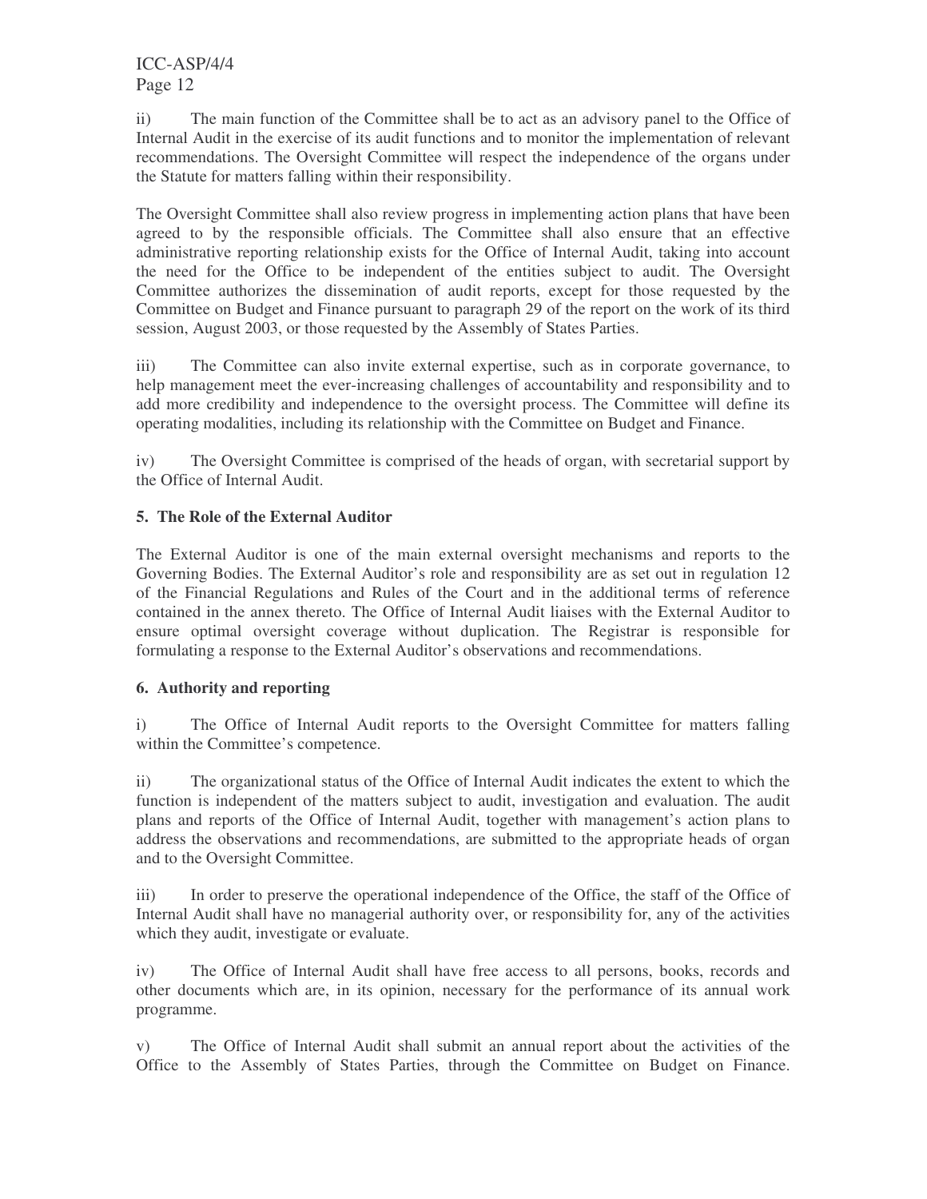ii) The main function of the Committee shall be to act as an advisory panel to the Office of Internal Audit in the exercise of its audit functions and to monitor the implementation of relevant recommendations. The Oversight Committee will respect the independence of the organs under the Statute for matters falling within their responsibility.

The Oversight Committee shall also review progress in implementing action plans that have been agreed to by the responsible officials. The Committee shall also ensure that an effective administrative reporting relationship exists for the Office of Internal Audit, taking into account the need for the Office to be independent of the entities subject to audit. The Oversight Committee authorizes the dissemination of audit reports, except for those requested by the Committee on Budget and Finance pursuant to paragraph 29 of the report on the work of its third session, August 2003, or those requested by the Assembly of States Parties.

iii) The Committee can also invite external expertise, such as in corporate governance, to help management meet the ever-increasing challenges of accountability and responsibility and to add more credibility and independence to the oversight process. The Committee will define its operating modalities, including its relationship with the Committee on Budget and Finance.

iv) The Oversight Committee is comprised of the heads of organ, with secretarial support by the Office of Internal Audit.

**5. The Role of the External Auditor**

The External Auditor is one of the main external oversight mechanisms and reports to the Governing Bodies. The External Auditor's role and responsibility are as set out in regulation 12 of the Financial Regulations and Rules of the Court and in the additional terms of reference contained in the annex thereto. The Office of Internal Audit liaises with the External Auditor to ensure optimal oversight coverage without duplication. The Registrar is responsible for formulating a response to the External Auditor's observations and recommendations.

**6. Authority and reporting**

i) The Office of Internal Audit reports to the Oversight Committee for matters falling within the Committee's competence.

ii) The organizational status of the Office of Internal Audit indicates the extent to which the function is independent of the matters subject to audit, investigation and evaluation. The audit plans and reports of the Office of Internal Audit, together with management's action plans to address the observations and recommendations, are submitted to the appropriate heads of organ and to the Oversight Committee.

iii) In order to preserve the operational independence of the Office, the staff of the Office of Internal Audit shall have no managerial authority over, or responsibility for, any of the activities which they audit, investigate or evaluate.

iv) The Office of Internal Audit shall have free access to all persons, books, records and other documents which are, in its opinion, necessary for the performance of its annual work programme.

v) The Office of Internal Audit shall submit an annual report about the activities of the Office to the Assembly of States Parties, through the Committee on Budget on Finance.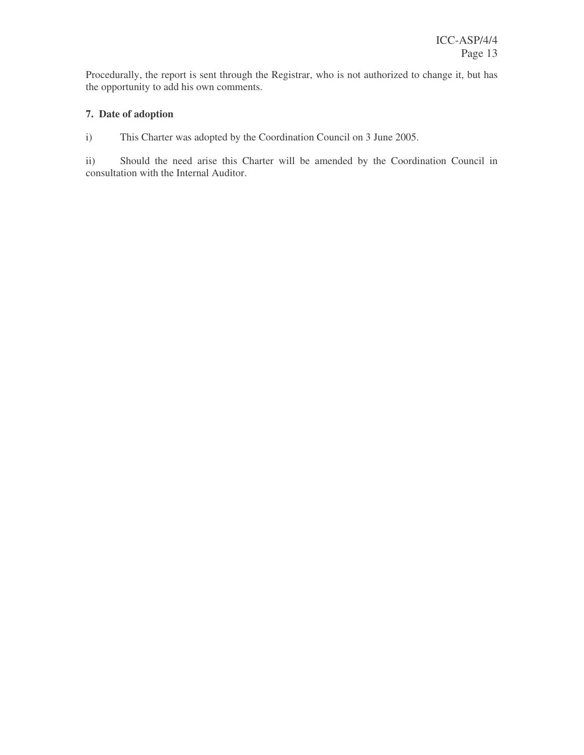Procedurally, the report is sent through the Registrar, who is not authorized to change it, but has the opportunity to add his own comments.

**7. Date of adoption**

i) This Charter was adopted by the Coordination Council on 3 June 2005.

ii) Should the need arise this Charter will be amended by the Coordination Council in consultation with the Internal Auditor.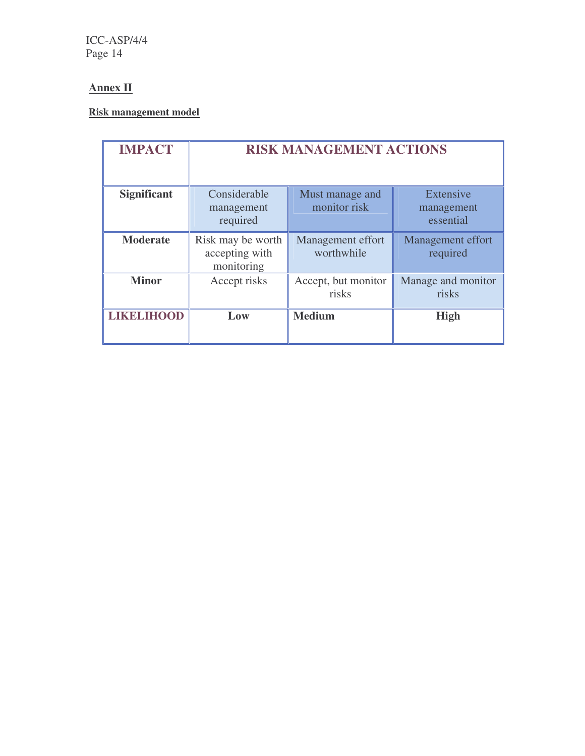## Annex II

### Risk management model

| IMPACT | RISK MANAGEMENT ACTIONS | | |
|---|---|---|---|
| **Significant** | Considerable management required | Must manage and monitor risk | Extensive management essential |
| **Moderate** | Risk may be worth accepting with monitoring | Management effort worthwhile | Management effort required |
| **Minor** | Accept risks | Accept, but monitor risks | Manage and monitor risks |
| **LIKELIHOOD** | **Low** | **Medium** | **High** |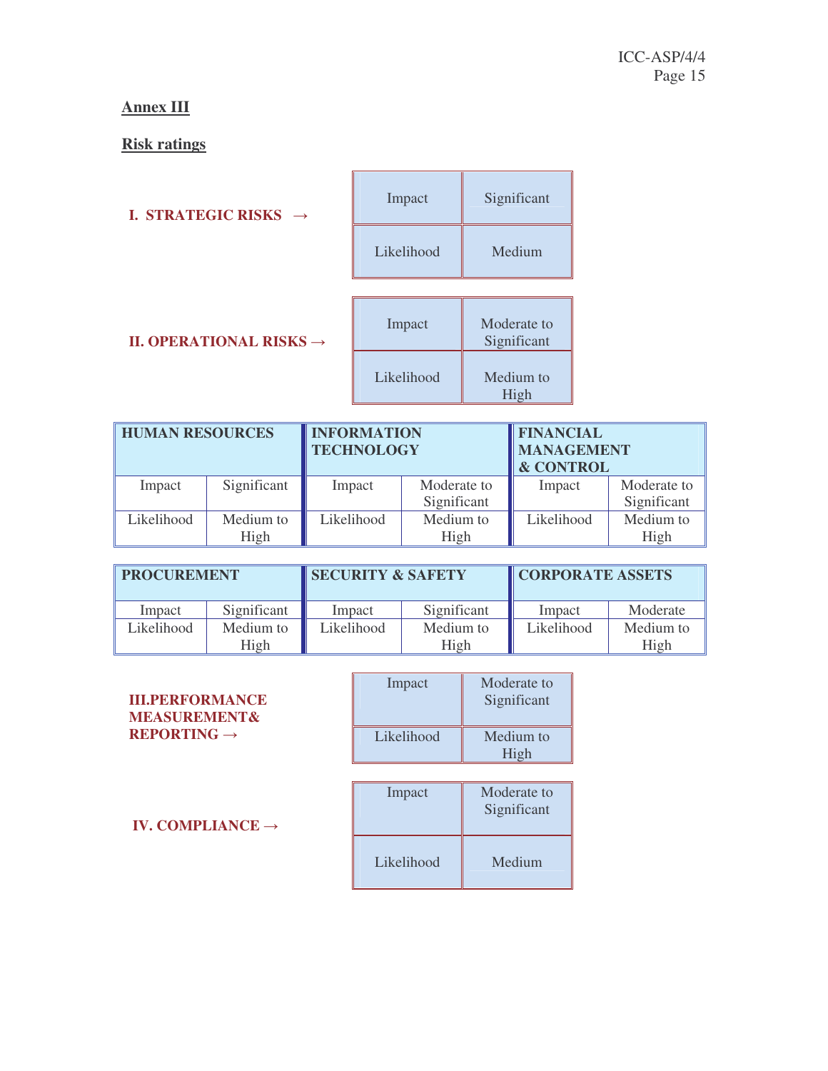## Annex III

## Risk ratings

**I. STRATEGIC RISKS →**

| | |
|---|---|
| Impact | Significant |
| Likelihood | Medium |

**II. OPERATIONAL RISKS →**

| | |
|---|---|
| Impact | Moderate to Significant |
| Likelihood | Medium to High |

| HUMAN RESOURCES | | INFORMATION TECHNOLOGY | | FINANCIAL MANAGEMENT & CONTROL | |
|---|---|---|---|---|---|
| Impact | Significant | Impact | Moderate to Significant | Impact | Moderate to Significant |
| Likelihood | Medium to High | Likelihood | Medium to High | Likelihood | Medium to High |

| PROCUREMENT | | SECURITY & SAFETY | | CORPORATE ASSETS | |
|---|---|---|---|---|---|
| Impact | Significant | Impact | Significant | Impact | Moderate |
| Likelihood | Medium to High | Likelihood | Medium to High | Likelihood | Medium to High |

**III.PERFORMANCE MEASUREMENT& REPORTING →**

| | |
|---|---|
| Impact | Moderate to Significant |
| Likelihood | Medium to High |

**IV. COMPLIANCE →**

| | |
|---|---|
| Impact | Moderate to Significant |
| Likelihood | Medium |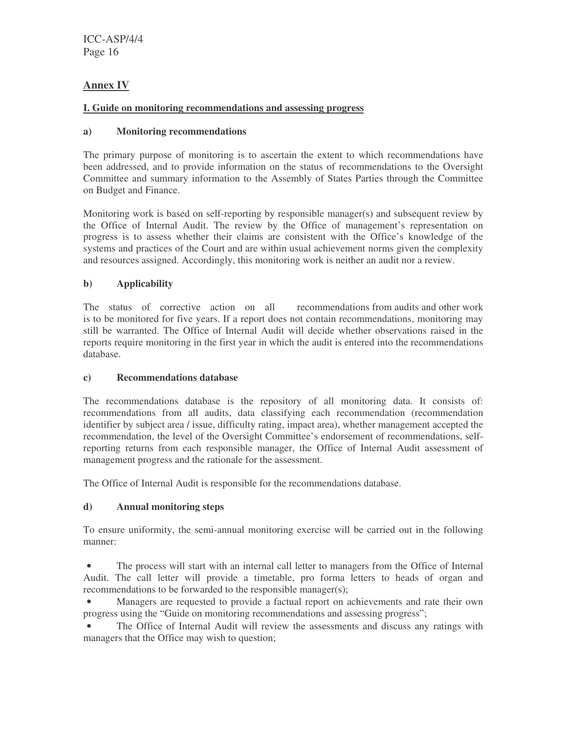## Annex IV

### I. Guide on monitoring recommendations and assessing progress

#### a) Monitoring recommendations

The primary purpose of monitoring is to ascertain the extent to which recommendations have been addressed, and to provide information on the status of recommendations to the Oversight Committee and summary information to the Assembly of States Parties through the Committee on Budget and Finance.

Monitoring work is based on self-reporting by responsible manager(s) and subsequent review by the Office of Internal Audit. The review by the Office of management's representation on progress is to assess whether their claims are consistent with the Office's knowledge of the systems and practices of the Court and are within usual achievement norms given the complexity and resources assigned. Accordingly, this monitoring work is neither an audit nor a review.

#### b) Applicability

The status of corrective action on all recommendations from audits and other work is to be monitored for five years. If a report does not contain recommendations, monitoring may still be warranted. The Office of Internal Audit will decide whether observations raised in the reports require monitoring in the first year in which the audit is entered into the recommendations database.

#### c) Recommendations database

The recommendations database is the repository of all monitoring data. It consists of: recommendations from all audits, data classifying each recommendation (recommendation identifier by subject area / issue, difficulty rating, impact area), whether management accepted the recommendation, the level of the Oversight Committee's endorsement of recommendations, self-reporting returns from each responsible manager, the Office of Internal Audit assessment of management progress and the rationale for the assessment.

The Office of Internal Audit is responsible for the recommendations database.

#### d) Annual monitoring steps

To ensure uniformity, the semi-annual monitoring exercise will be carried out in the following manner:

- The process will start with an internal call letter to managers from the Office of Internal Audit. The call letter will provide a timetable, pro forma letters to heads of organ and recommendations to be forwarded to the responsible manager(s);
- Managers are requested to provide a factual report on achievements and rate their own progress using the "Guide on monitoring recommendations and assessing progress";
- The Office of Internal Audit will review the assessments and discuss any ratings with managers that the Office may wish to question;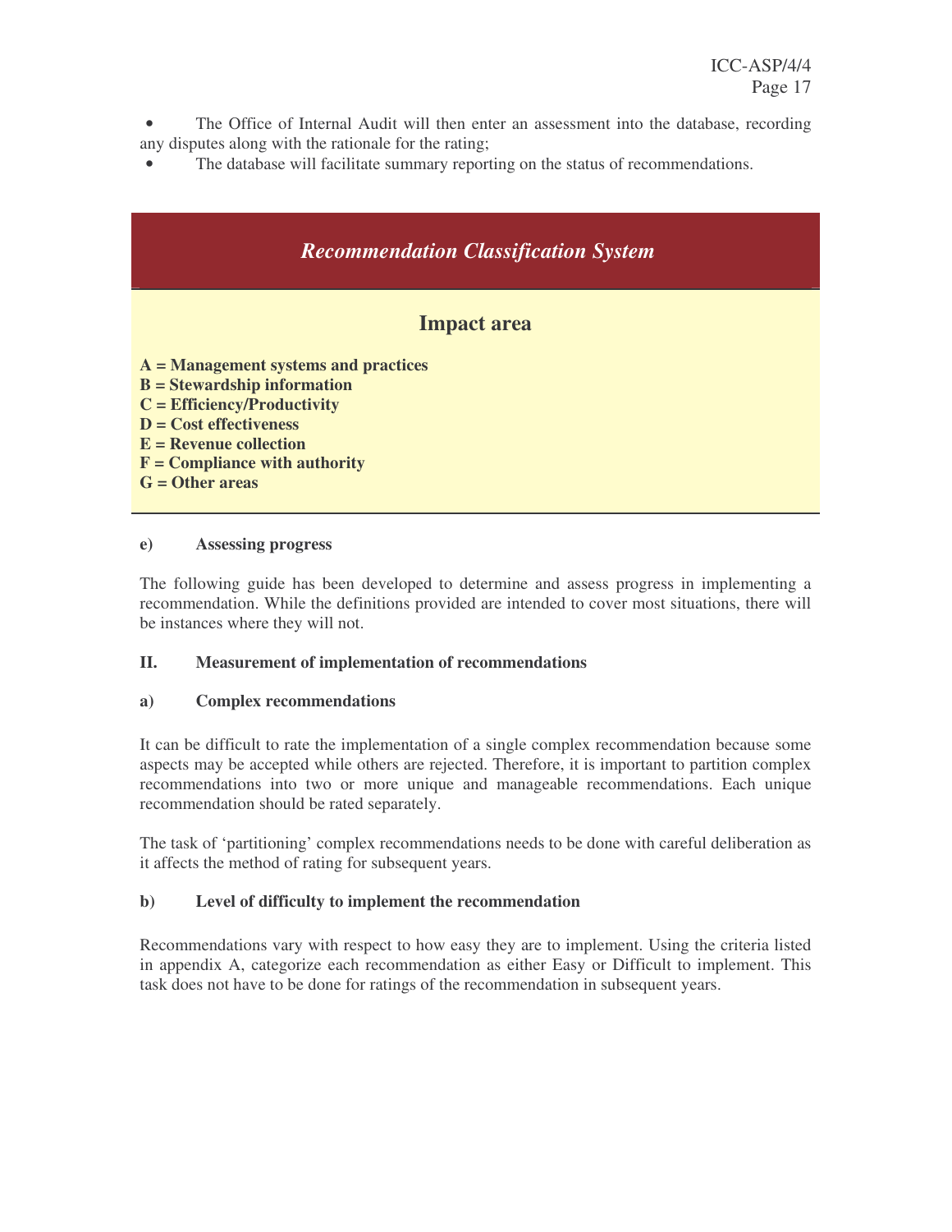- The Office of Internal Audit will then enter an assessment into the database, recording any disputes along with the rationale for the rating;
- The database will facilitate summary reporting on the status of recommendations.

## *Recommendation Classification System*

### Impact area

**A = Management systems and practices**
**B = Stewardship information**
**C = Efficiency/Productivity**
**D = Cost effectiveness**
**E = Revenue collection**
**F = Compliance with authority**
**G = Other areas**

**e) Assessing progress**

The following guide has been developed to determine and assess progress in implementing a recommendation. While the definitions provided are intended to cover most situations, there will be instances where they will not.

**II. Measurement of implementation of recommendations**

**a) Complex recommendations**

It can be difficult to rate the implementation of a single complex recommendation because some aspects may be accepted while others are rejected. Therefore, it is important to partition complex recommendations into two or more unique and manageable recommendations. Each unique recommendation should be rated separately.

The task of 'partitioning' complex recommendations needs to be done with careful deliberation as it affects the method of rating for subsequent years.

**b) Level of difficulty to implement the recommendation**

Recommendations vary with respect to how easy they are to implement. Using the criteria listed in appendix A, categorize each recommendation as either Easy or Difficult to implement. This task does not have to be done for ratings of the recommendation in subsequent years.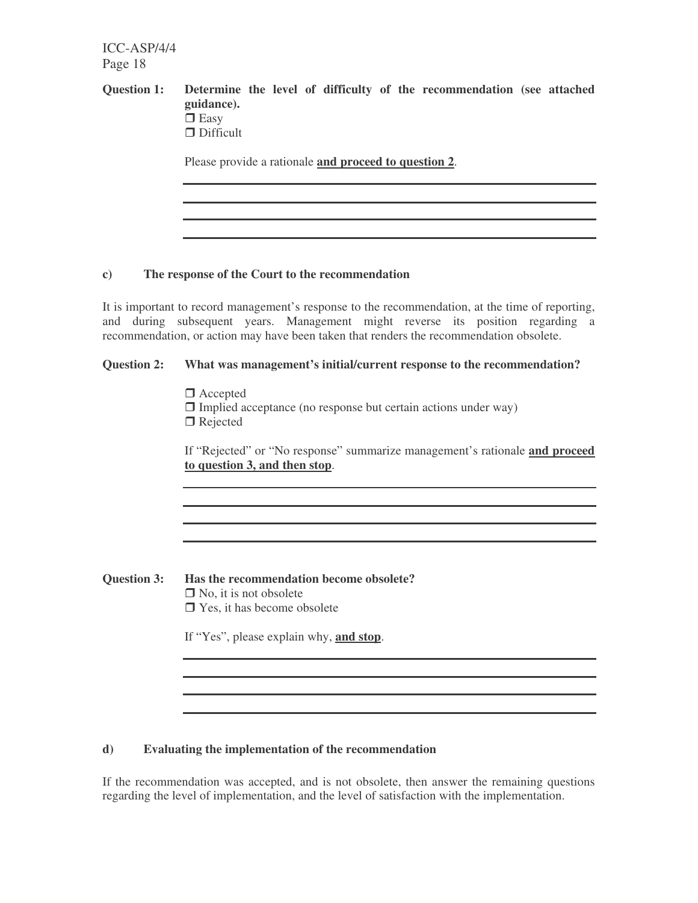**Question 1: Determine the level of difficulty of the recommendation (see attached guidance).**

❒ Easy
❒ Difficult

Please provide a rationale **and proceed to question 2**.

\_\_\_\_\_\_\_\_\_\_\_\_\_\_\_\_\_\_\_\_\_\_\_\_\_\_\_\_\_\_\_\_\_\_\_\_\_\_\_\_\_\_\_\_\_\_\_\_\_\_\_\_\_\_\_\_\_\_\_\_\_\_\_\_\_\_
\_\_\_\_\_\_\_\_\_\_\_\_\_\_\_\_\_\_\_\_\_\_\_\_\_\_\_\_\_\_\_\_\_\_\_\_\_\_\_\_\_\_\_\_\_\_\_\_\_\_\_\_\_\_\_\_\_\_\_\_\_\_\_\_\_\_
\_\_\_\_\_\_\_\_\_\_\_\_\_\_\_\_\_\_\_\_\_\_\_\_\_\_\_\_\_\_\_\_\_\_\_\_\_\_\_\_\_\_\_\_\_\_\_\_\_\_\_\_\_\_\_\_\_\_\_\_\_\_\_\_\_\_
\_\_\_\_\_\_\_\_\_\_\_\_\_\_\_\_\_\_\_\_\_\_\_\_\_\_\_\_\_\_\_\_\_\_\_\_\_\_\_\_\_\_\_\_\_\_\_\_\_\_\_\_\_\_\_\_\_\_\_\_\_\_\_\_\_\_

**c) The response of the Court to the recommendation**

It is important to record management's response to the recommendation, at the time of reporting, and during subsequent years. Management might reverse its position regarding a recommendation, or action may have been taken that renders the recommendation obsolete.

**Question 2: What was management's initial/current response to the recommendation?**

❒ Accepted
❒ Implied acceptance (no response but certain actions under way)
❒ Rejected

If "Rejected" or "No response" summarize management's rationale **and proceed to question 3, and then stop**.

\_\_\_\_\_\_\_\_\_\_\_\_\_\_\_\_\_\_\_\_\_\_\_\_\_\_\_\_\_\_\_\_\_\_\_\_\_\_\_\_\_\_\_\_\_\_\_\_\_\_\_\_\_\_\_\_\_\_\_\_\_\_\_\_\_\_
\_\_\_\_\_\_\_\_\_\_\_\_\_\_\_\_\_\_\_\_\_\_\_\_\_\_\_\_\_\_\_\_\_\_\_\_\_\_\_\_\_\_\_\_\_\_\_\_\_\_\_\_\_\_\_\_\_\_\_\_\_\_\_\_\_\_
\_\_\_\_\_\_\_\_\_\_\_\_\_\_\_\_\_\_\_\_\_\_\_\_\_\_\_\_\_\_\_\_\_\_\_\_\_\_\_\_\_\_\_\_\_\_\_\_\_\_\_\_\_\_\_\_\_\_\_\_\_\_\_\_\_\_
\_\_\_\_\_\_\_\_\_\_\_\_\_\_\_\_\_\_\_\_\_\_\_\_\_\_\_\_\_\_\_\_\_\_\_\_\_\_\_\_\_\_\_\_\_\_\_\_\_\_\_\_\_\_\_\_\_\_\_\_\_\_\_\_\_\_

**Question 3: Has the recommendation become obsolete?**

❒ No, it is not obsolete
❒ Yes, it has become obsolete

If "Yes", please explain why, **and stop**.

\_\_\_\_\_\_\_\_\_\_\_\_\_\_\_\_\_\_\_\_\_\_\_\_\_\_\_\_\_\_\_\_\_\_\_\_\_\_\_\_\_\_\_\_\_\_\_\_\_\_\_\_\_\_\_\_\_\_\_\_\_\_\_\_\_\_
\_\_\_\_\_\_\_\_\_\_\_\_\_\_\_\_\_\_\_\_\_\_\_\_\_\_\_\_\_\_\_\_\_\_\_\_\_\_\_\_\_\_\_\_\_\_\_\_\_\_\_\_\_\_\_\_\_\_\_\_\_\_\_\_\_\_
\_\_\_\_\_\_\_\_\_\_\_\_\_\_\_\_\_\_\_\_\_\_\_\_\_\_\_\_\_\_\_\_\_\_\_\_\_\_\_\_\_\_\_\_\_\_\_\_\_\_\_\_\_\_\_\_\_\_\_\_\_\_\_\_\_\_
\_\_\_\_\_\_\_\_\_\_\_\_\_\_\_\_\_\_\_\_\_\_\_\_\_\_\_\_\_\_\_\_\_\_\_\_\_\_\_\_\_\_\_\_\_\_\_\_\_\_\_\_\_\_\_\_\_\_\_\_\_\_\_\_\_\_

**d) Evaluating the implementation of the recommendation**

If the recommendation was accepted, and is not obsolete, then answer the remaining questions regarding the level of implementation, and the level of satisfaction with the implementation.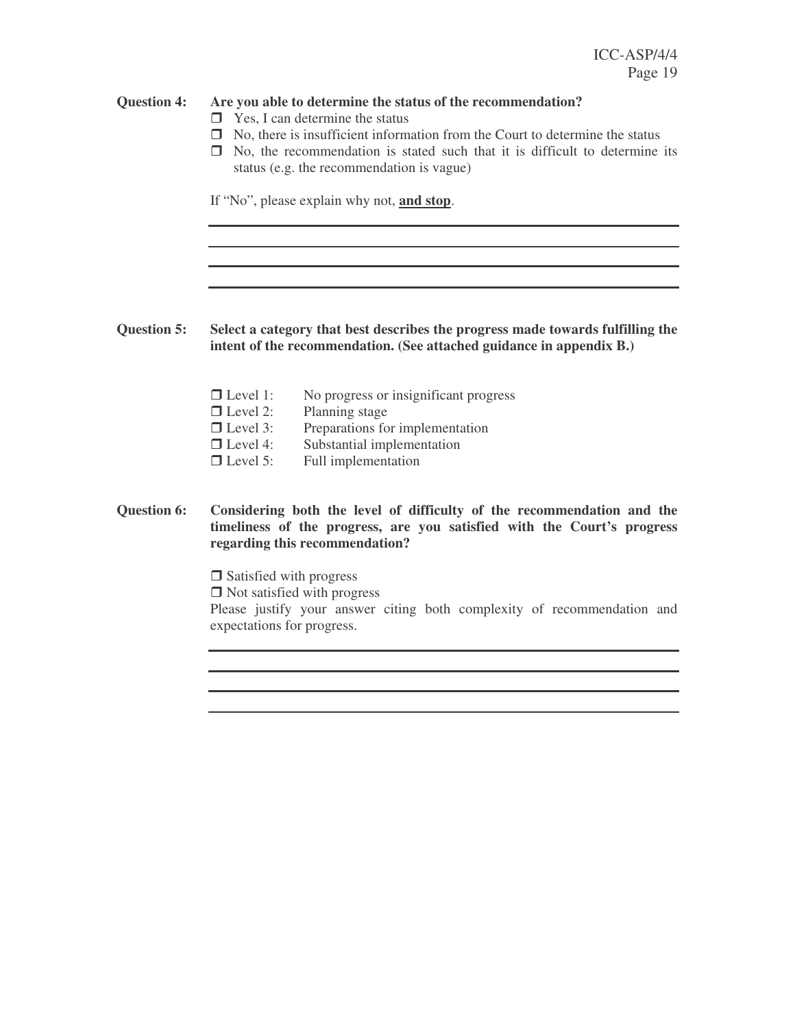**Question 4:** **Are you able to determine the status of the recommendation?**

- ☐ Yes, I can determine the status
- ☐ No, there is insufficient information from the Court to determine the status
- ☐ No, the recommendation is stated such that it is difficult to determine its status (e.g. the recommendation is vague)

If "No", please explain why not, **and stop**.

\_\_\_\_\_\_\_\_\_\_\_\_\_\_\_\_\_\_\_\_\_\_\_\_\_\_\_\_\_\_\_\_\_\_\_\_\_\_\_\_\_\_\_\_\_\_\_\_\_\_\_\_\_\_\_\_\_\_\_\_

\_\_\_\_\_\_\_\_\_\_\_\_\_\_\_\_\_\_\_\_\_\_\_\_\_\_\_\_\_\_\_\_\_\_\_\_\_\_\_\_\_\_\_\_\_\_\_\_\_\_\_\_\_\_\_\_\_\_\_\_

\_\_\_\_\_\_\_\_\_\_\_\_\_\_\_\_\_\_\_\_\_\_\_\_\_\_\_\_\_\_\_\_\_\_\_\_\_\_\_\_\_\_\_\_\_\_\_\_\_\_\_\_\_\_\_\_\_\_\_\_

\_\_\_\_\_\_\_\_\_\_\_\_\_\_\_\_\_\_\_\_\_\_\_\_\_\_\_\_\_\_\_\_\_\_\_\_\_\_\_\_\_\_\_\_\_\_\_\_\_\_\_\_\_\_\_\_\_\_\_\_

**Question 5:** **Select a category that best describes the progress made towards fulfilling the intent of the recommendation. (See attached guidance in appendix B.)**

- ☐ Level 1: No progress or insignificant progress
- ☐ Level 2: Planning stage
- ☐ Level 3: Preparations for implementation
- ☐ Level 4: Substantial implementation
- ☐ Level 5: Full implementation

**Question 6:** **Considering both the level of difficulty of the recommendation and the timeliness of the progress, are you satisfied with the Court's progress regarding this recommendation?**

- ☐ Satisfied with progress
- ☐ Not satisfied with progress

Please justify your answer citing both complexity of recommendation and expectations for progress.

\_\_\_\_\_\_\_\_\_\_\_\_\_\_\_\_\_\_\_\_\_\_\_\_\_\_\_\_\_\_\_\_\_\_\_\_\_\_\_\_\_\_\_\_\_\_\_\_\_\_\_\_\_\_\_\_\_\_\_\_

\_\_\_\_\_\_\_\_\_\_\_\_\_\_\_\_\_\_\_\_\_\_\_\_\_\_\_\_\_\_\_\_\_\_\_\_\_\_\_\_\_\_\_\_\_\_\_\_\_\_\_\_\_\_\_\_\_\_\_\_

\_\_\_\_\_\_\_\_\_\_\_\_\_\_\_\_\_\_\_\_\_\_\_\_\_\_\_\_\_\_\_\_\_\_\_\_\_\_\_\_\_\_\_\_\_\_\_\_\_\_\_\_\_\_\_\_\_\_\_\_

\_\_\_\_\_\_\_\_\_\_\_\_\_\_\_\_\_\_\_\_\_\_\_\_\_\_\_\_\_\_\_\_\_\_\_\_\_\_\_\_\_\_\_\_\_\_\_\_\_\_\_\_\_\_\_\_\_\_\_\_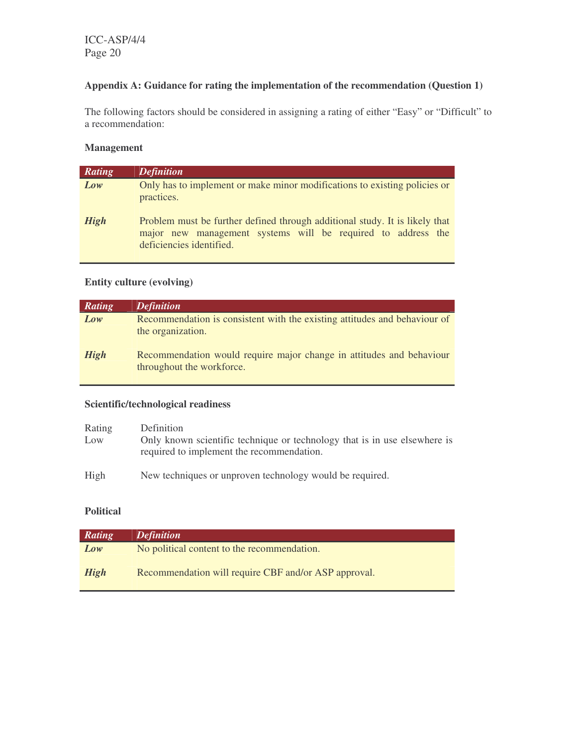### Appendix A: Guidance for rating the implementation of the recommendation (Question 1)

The following factors should be considered in assigning a rating of either "Easy" or "Difficult" to a recommendation:

**Management**

| *Rating* | *Definition* |
|---|---|
| ***Low*** | Only has to implement or make minor modifications to existing policies or practices. |
| ***High*** | Problem must be further defined through additional study. It is likely that major new management systems will be required to address the deficiencies identified. |

**Entity culture (evolving)**

| *Rating* | *Definition* |
|---|---|
| ***Low*** | Recommendation is consistent with the existing attitudes and behaviour of the organization. |
| ***High*** | Recommendation would require major change in attitudes and behaviour throughout the workforce. |

**Scientific/technological readiness**

| Rating | Definition |
|---|---|
| Low | Only known scientific technique or technology that is in use elsewhere is required to implement the recommendation. |
| High | New techniques or unproven technology would be required. |

**Political**

| *Rating* | *Definition* |
|---|---|
| ***Low*** | No political content to the recommendation. |
| ***High*** | Recommendation will require CBF and/or ASP approval. |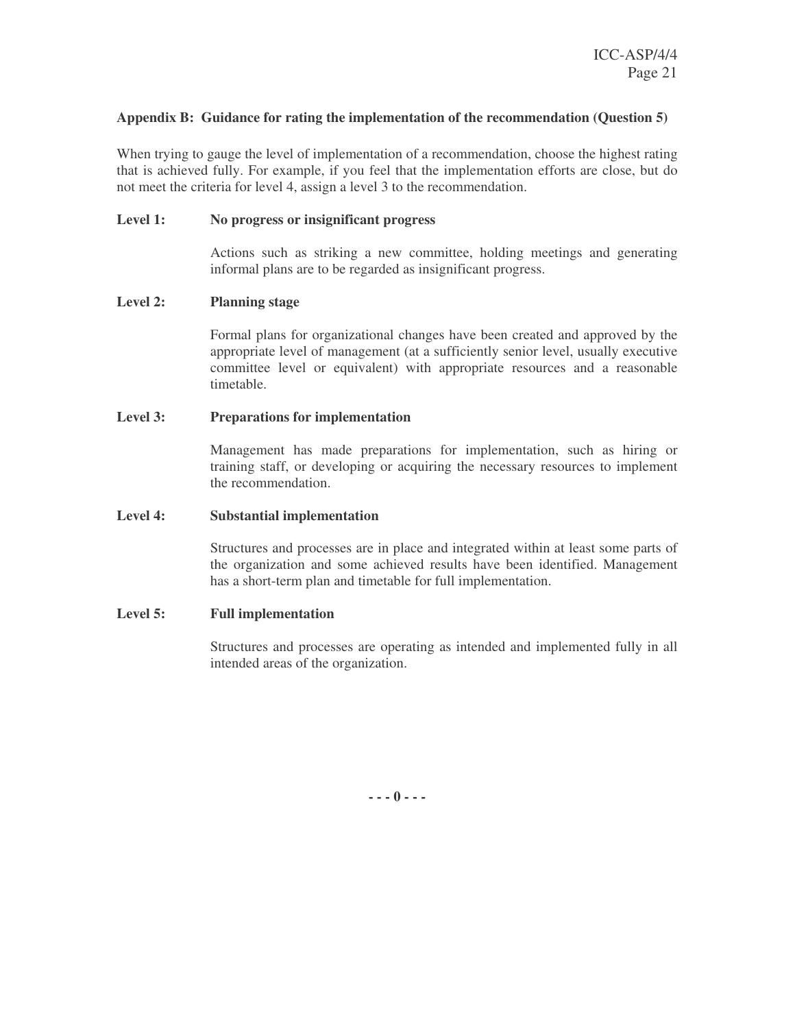**Appendix B: Guidance for rating the implementation of the recommendation (Question 5)**

When trying to gauge the level of implementation of a recommendation, choose the highest rating that is achieved fully. For example, if you feel that the implementation efforts are close, but do not meet the criteria for level 4, assign a level 3 to the recommendation.

**Level 1: No progress or insignificant progress**

Actions such as striking a new committee, holding meetings and generating informal plans are to be regarded as insignificant progress.

**Level 2: Planning stage**

Formal plans for organizational changes have been created and approved by the appropriate level of management (at a sufficiently senior level, usually executive committee level or equivalent) with appropriate resources and a reasonable timetable.

**Level 3: Preparations for implementation**

Management has made preparations for implementation, such as hiring or training staff, or developing or acquiring the necessary resources to implement the recommendation.

**Level 4: Substantial implementation**

Structures and processes are in place and integrated within at least some parts of the organization and some achieved results have been identified. Management has a short-term plan and timetable for full implementation.

**Level 5: Full implementation**

Structures and processes are operating as intended and implemented fully in all intended areas of the organization.

**- - - 0 - - -**